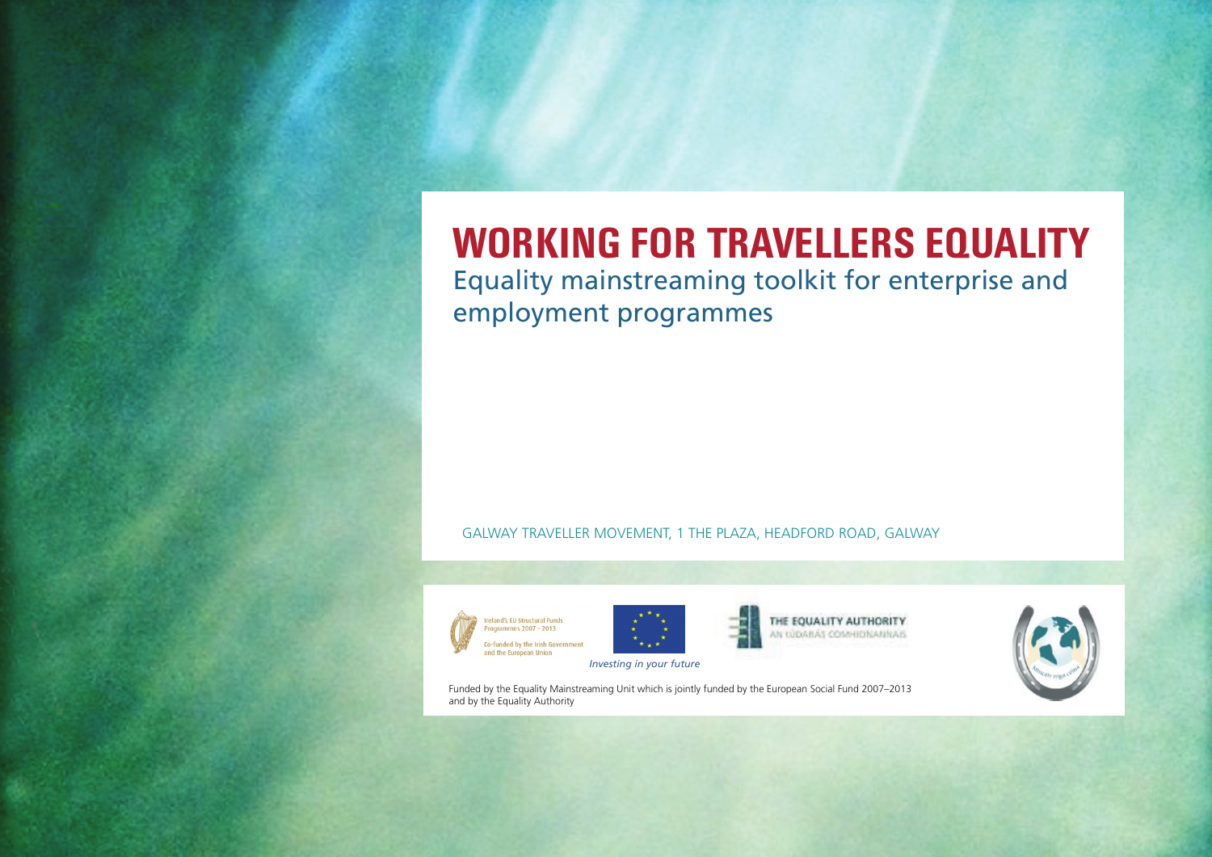# WORKING FOR TRAVELLERS EQUALITY

Equality mainstreaming toolkit for enterprise and employment programmes

GALWAY TRAVELLER MOVEMENT, 1 THE PLAZA, HEADFORD ROAD, GALWAY

Ireland's EU Structural Funds Programmes 2007 - 2013

Co-funded by the Irish Government and the European Union

*Investing in your future*

THE EQUALITY AUTHORITY
AN tÚDARÁS COMHIONANNAIS

Funded by the Equality Mainstreaming Unit which is jointly funded by the European Social Fund 2007–2013 and by the Equality Authority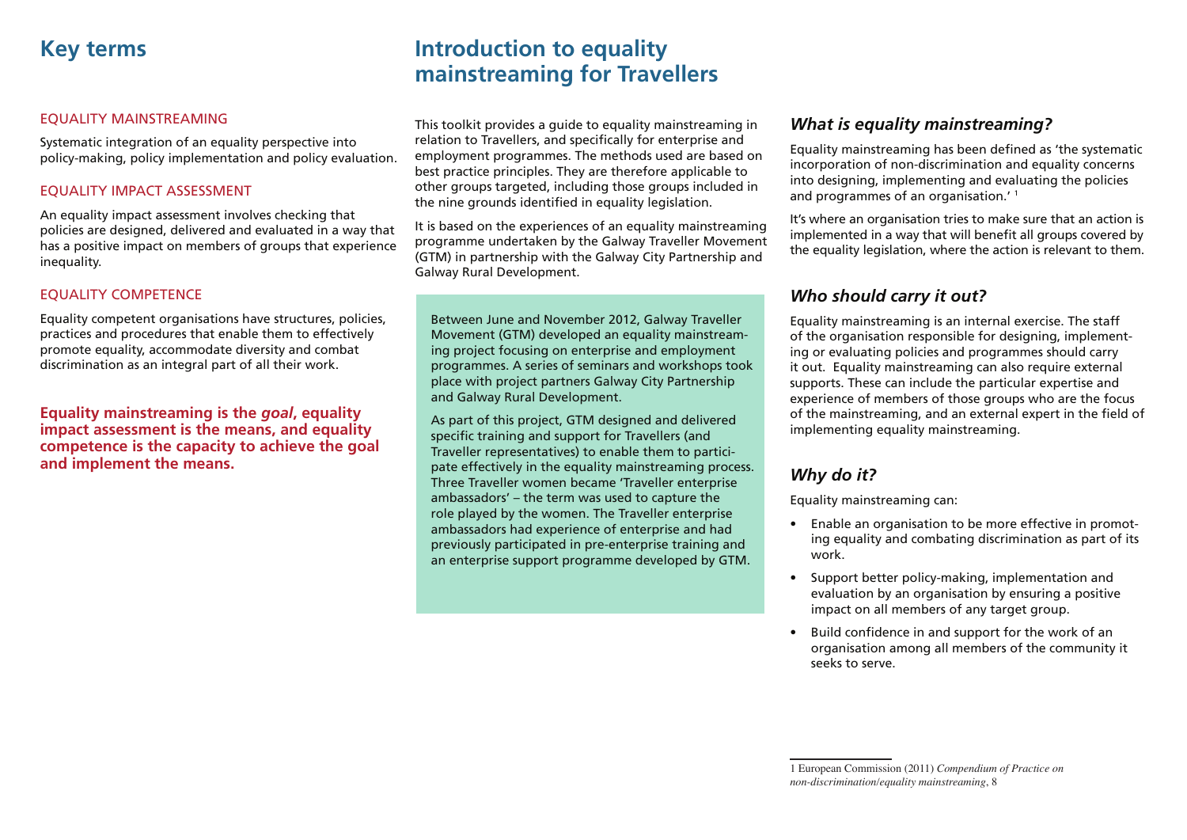## Key terms

### EQUALITY MAINSTREAMING

Systematic integration of an equality perspective into policy-making, policy implementation and policy evaluation.

### EQUALITY IMPACT ASSESSMENT

An equality impact assessment involves checking that policies are designed, delivered and evaluated in a way that has a positive impact on members of groups that experience inequality.

### EQUALITY COMPETENCE

Equality competent organisations have structures, policies, practices and procedures that enable them to effectively promote equality, accommodate diversity and combat discrimination as an integral part of all their work.

**Equality mainstreaming is the *goal*, equality impact assessment is the means, and equality competence is the capacity to achieve the goal and implement the means.**

## Introduction to equality mainstreaming for Travellers

This toolkit provides a guide to equality mainstreaming in relation to Travellers, and specifically for enterprise and employment programmes. The methods used are based on best practice principles. They are therefore applicable to other groups targeted, including those groups included in the nine grounds identified in equality legislation.

It is based on the experiences of an equality mainstreaming programme undertaken by the Galway Traveller Movement (GTM) in partnership with the Galway City Partnership and Galway Rural Development.

> Between June and November 2012, Galway Traveller Movement (GTM) developed an equality mainstreaming project focusing on enterprise and employment programmes. A series of seminars and workshops took place with project partners Galway City Partnership and Galway Rural Development.
>
> As part of this project, GTM designed and delivered specific training and support for Travellers (and Traveller representatives) to enable them to participate effectively in the equality mainstreaming process. Three Traveller women became 'Traveller enterprise ambassadors' – the term was used to capture the role played by the women. The Traveller enterprise ambassadors had experience of enterprise and had previously participated in pre-enterprise training and an enterprise support programme developed by GTM.

### *What is equality mainstreaming?*

Equality mainstreaming has been defined as 'the systematic incorporation of non-discrimination and equality concerns into designing, implementing and evaluating the policies and programmes of an organisation.' [1]

It's where an organisation tries to make sure that an action is implemented in a way that will benefit all groups covered by the equality legislation, where the action is relevant to them.

### *Who should carry it out?*

Equality mainstreaming is an internal exercise. The staff of the organisation responsible for designing, implementing or evaluating policies and programmes should carry it out. Equality mainstreaming can also require external supports. These can include the particular expertise and experience of members of those groups who are the focus of the mainstreaming, and an external expert in the field of implementing equality mainstreaming.

### *Why do it?*

Equality mainstreaming can:

- Enable an organisation to be more effective in promoting equality and combating discrimination as part of its work.
- Support better policy-making, implementation and evaluation by an organisation by ensuring a positive impact on all members of any target group.
- Build confidence in and support for the work of an organisation among all members of the community it seeks to serve.

---

1 European Commission (2011) *Compendium of Practice on non-discrimination/equality mainstreaming*, 8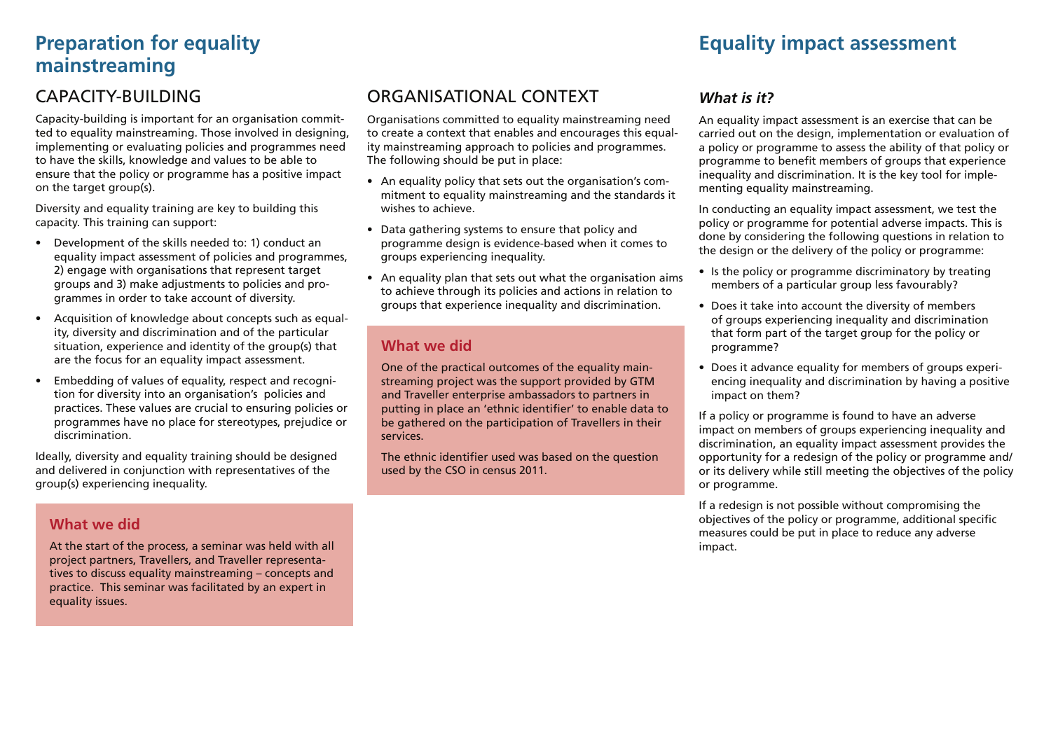# Preparation for equality mainstreaming

## CAPACITY-BUILDING

Capacity-building is important for an organisation committed to equality mainstreaming. Those involved in designing, implementing or evaluating policies and programmes need to have the skills, knowledge and values to be able to ensure that the policy or programme has a positive impact on the target group(s).

Diversity and equality training are key to building this capacity. This training can support:

- Development of the skills needed to: 1) conduct an equality impact assessment of policies and programmes, 2) engage with organisations that represent target groups and 3) make adjustments to policies and programmes in order to take account of diversity.
- Acquisition of knowledge about concepts such as equality, diversity and discrimination and of the particular situation, experience and identity of the group(s) that are the focus for an equality impact assessment.
- Embedding of values of equality, respect and recognition for diversity into an organisation's policies and practices. These values are crucial to ensuring policies or programmes have no place for stereotypes, prejudice or discrimination.

Ideally, diversity and equality training should be designed and delivered in conjunction with representatives of the group(s) experiencing inequality.

### What we did

At the start of the process, a seminar was held with all project partners, Travellers, and Traveller representatives to discuss equality mainstreaming – concepts and practice. This seminar was facilitated by an expert in equality issues.

## ORGANISATIONAL CONTEXT

Organisations committed to equality mainstreaming need to create a context that enables and encourages this equality mainstreaming approach to policies and programmes. The following should be put in place:

- An equality policy that sets out the organisation's commitment to equality mainstreaming and the standards it wishes to achieve.
- Data gathering systems to ensure that policy and programme design is evidence-based when it comes to groups experiencing inequality.
- An equality plan that sets out what the organisation aims to achieve through its policies and actions in relation to groups that experience inequality and discrimination.

### What we did

One of the practical outcomes of the equality mainstreaming project was the support provided by GTM and Traveller enterprise ambassadors to partners in putting in place an 'ethnic identifier' to enable data to be gathered on the participation of Travellers in their services.

The ethnic identifier used was based on the question used by the CSO in census 2011.

# Equality impact assessment

### *What is it?*

An equality impact assessment is an exercise that can be carried out on the design, implementation or evaluation of a policy or programme to assess the ability of that policy or programme to benefit members of groups that experience inequality and discrimination. It is the key tool for implementing equality mainstreaming.

In conducting an equality impact assessment, we test the policy or programme for potential adverse impacts. This is done by considering the following questions in relation to the design or the delivery of the policy or programme:

- Is the policy or programme discriminatory by treating members of a particular group less favourably?
- Does it take into account the diversity of members of groups experiencing inequality and discrimination that form part of the target group for the policy or programme?
- Does it advance equality for members of groups experiencing inequality and discrimination by having a positive impact on them?

If a policy or programme is found to have an adverse impact on members of groups experiencing inequality and discrimination, an equality impact assessment provides the opportunity for a redesign of the policy or programme and/or its delivery while still meeting the objectives of the policy or programme.

If a redesign is not possible without compromising the objectives of the policy or programme, additional specific measures could be put in place to reduce any adverse impact.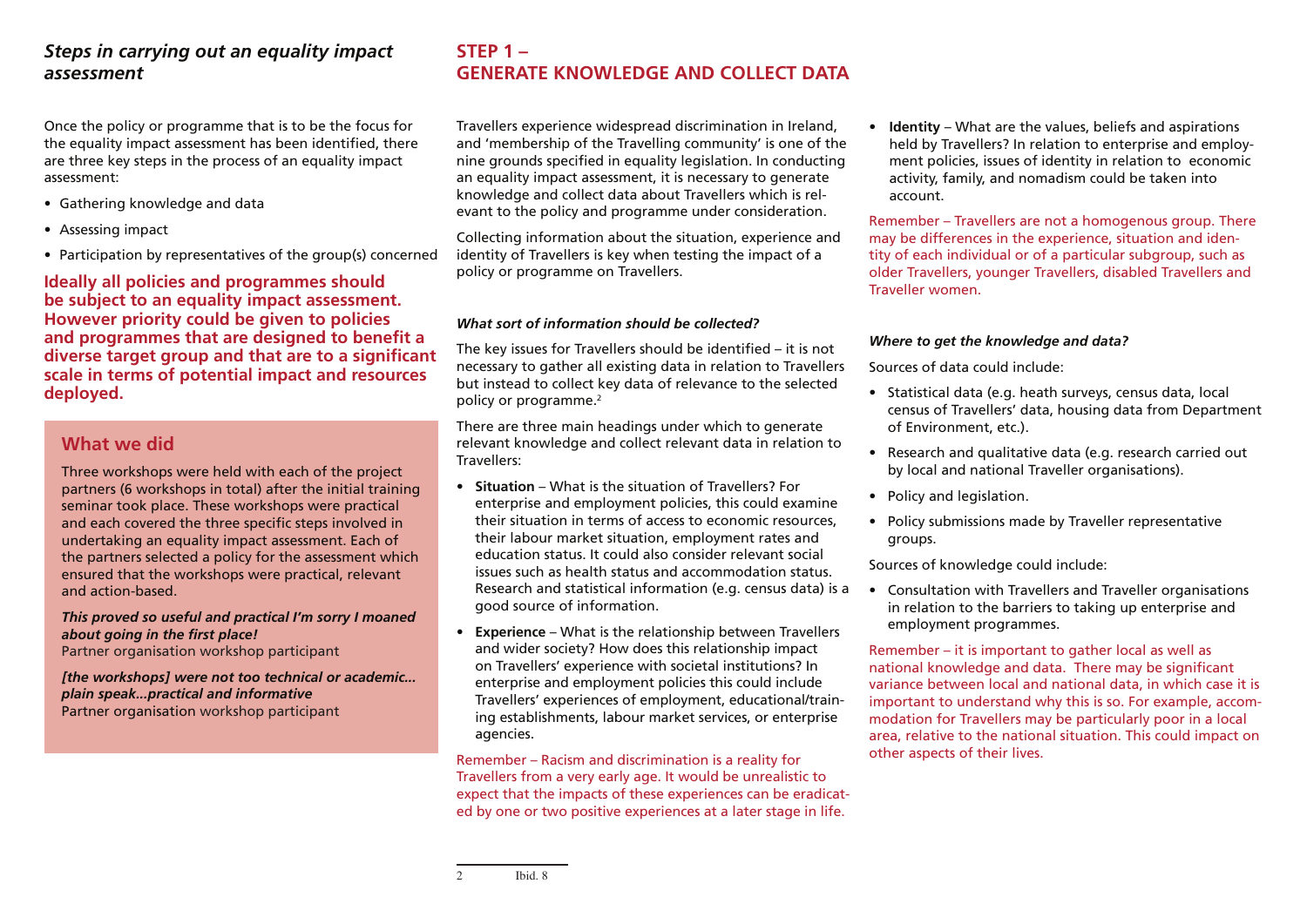## *Steps in carrying out an equality impact assessment*

Once the policy or programme that is to be the focus for the equality impact assessment has been identified, there are three key steps in the process of an equality impact assessment:

- Gathering knowledge and data
- Assessing impact
- Participation by representatives of the group(s) concerned

**Ideally all policies and programmes should be subject to an equality impact assessment. However priority could be given to policies and programmes that are designed to benefit a diverse target group and that are to a significant scale in terms of potential impact and resources deployed.**

### What we did

Three workshops were held with each of the project partners (6 workshops in total) after the initial training seminar took place. These workshops were practical and each covered the three specific steps involved in undertaking an equality impact assessment. Each of the partners selected a policy for the assessment which ensured that the workshops were practical, relevant and action-based.

***This proved so useful and practical I'm sorry I moaned about going in the first place!***
Partner organisation workshop participant

***[the workshops] were not too technical or academic... plain speak...practical and informative***
Partner organisation workshop participant

## STEP 1 – GENERATE KNOWLEDGE AND COLLECT DATA

Travellers experience widespread discrimination in Ireland, and 'membership of the Travelling community' is one of the nine grounds specified in equality legislation. In conducting an equality impact assessment, it is necessary to generate knowledge and collect data about Travellers which is relevant to the policy and programme under consideration.

Collecting information about the situation, experience and identity of Travellers is key when testing the impact of a policy or programme on Travellers.

### *What sort of information should be collected?*

The key issues for Travellers should be identified – it is not necessary to gather all existing data in relation to Travellers but instead to collect key data of relevance to the selected policy or programme.[2]

There are three main headings under which to generate relevant knowledge and collect relevant data in relation to Travellers:

- **Situation** – What is the situation of Travellers? For enterprise and employment policies, this could examine their situation in terms of access to economic resources, their labour market situation, employment rates and education status. It could also consider relevant social issues such as health status and accommodation status. Research and statistical information (e.g. census data) is a good source of information.
- **Experience** – What is the relationship between Travellers and wider society? How does this relationship impact on Travellers' experience with societal institutions? In enterprise and employment policies this could include Travellers' experiences of employment, educational/training establishments, labour market services, or enterprise agencies.

Remember – Racism and discrimination is a reality for Travellers from a very early age. It would be unrealistic to expect that the impacts of these experiences can be eradicated by one or two positive experiences at a later stage in life.

- **Identity** – What are the values, beliefs and aspirations held by Travellers? In relation to enterprise and employment policies, issues of identity in relation to economic activity, family, and nomadism could be taken into account.

Remember – Travellers are not a homogenous group. There may be differences in the experience, situation and identity of each individual or of a particular subgroup, such as older Travellers, younger Travellers, disabled Travellers and Traveller women.

### *Where to get the knowledge and data?*

Sources of data could include:

- Statistical data (e.g. heath surveys, census data, local census of Travellers' data, housing data from Department of Environment, etc.).
- Research and qualitative data (e.g. research carried out by local and national Traveller organisations).
- Policy and legislation.
- Policy submissions made by Traveller representative groups.

Sources of knowledge could include:

- Consultation with Travellers and Traveller organisations in relation to the barriers to taking up enterprise and employment programmes.

Remember – it is important to gather local as well as national knowledge and data. There may be significant variance between local and national data, in which case it is important to understand why this is so. For example, accommodation for Travellers may be particularly poor in a local area, relative to the national situation. This could impact on other aspects of their lives.

---

2 Ibid. 8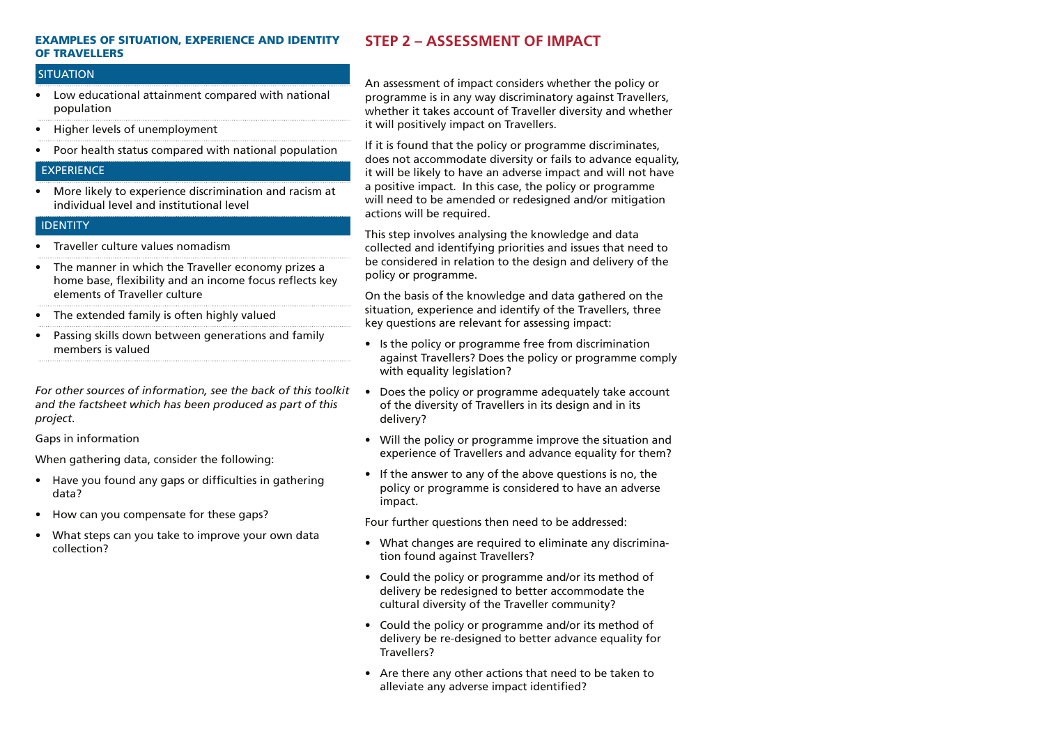#### EXAMPLES OF SITUATION, EXPERIENCE AND IDENTITY OF TRAVELLERS

| SITUATION |
|---|
| • Low educational attainment compared with national population |
| • Higher levels of unemployment |
| • Poor health status compared with national population |
| **EXPERIENCE** |
| • More likely to experience discrimination and racism at individual level and institutional level |
| **IDENTITY** |
| • Traveller culture values nomadism |
| • The manner in which the Traveller economy prizes a home base, flexibility and an income focus reflects key elements of Traveller culture |
| • The extended family is often highly valued |
| • Passing skills down between generations and family members is valued |

*For other sources of information, see the back of this toolkit and the factsheet which has been produced as part of this project.*

Gaps in information

When gathering data, consider the following:

- Have you found any gaps or difficulties in gathering data?
- How can you compensate for these gaps?
- What steps can you take to improve your own data collection?

## STEP 2 – ASSESSMENT OF IMPACT

An assessment of impact considers whether the policy or programme is in any way discriminatory against Travellers, whether it takes account of Traveller diversity and whether it will positively impact on Travellers.

If it is found that the policy or programme discriminates, does not accommodate diversity or fails to advance equality, it will be likely to have an adverse impact and will not have a positive impact. In this case, the policy or programme will need to be amended or redesigned and/or mitigation actions will be required.

This step involves analysing the knowledge and data collected and identifying priorities and issues that need to be considered in relation to the design and delivery of the policy or programme.

On the basis of the knowledge and data gathered on the situation, experience and identify of the Travellers, three key questions are relevant for assessing impact:

- Is the policy or programme free from discrimination against Travellers? Does the policy or programme comply with equality legislation?
- Does the policy or programme adequately take account of the diversity of Travellers in its design and in its delivery?
- Will the policy or programme improve the situation and experience of Travellers and advance equality for them?
- If the answer to any of the above questions is no, the policy or programme is considered to have an adverse impact.

Four further questions then need to be addressed:

- What changes are required to eliminate any discrimination found against Travellers?
- Could the policy or programme and/or its method of delivery be redesigned to better accommodate the cultural diversity of the Traveller community?
- Could the policy or programme and/or its method of delivery be re-designed to better advance equality for Travellers?
- Are there any other actions that need to be taken to alleviate any adverse impact identified?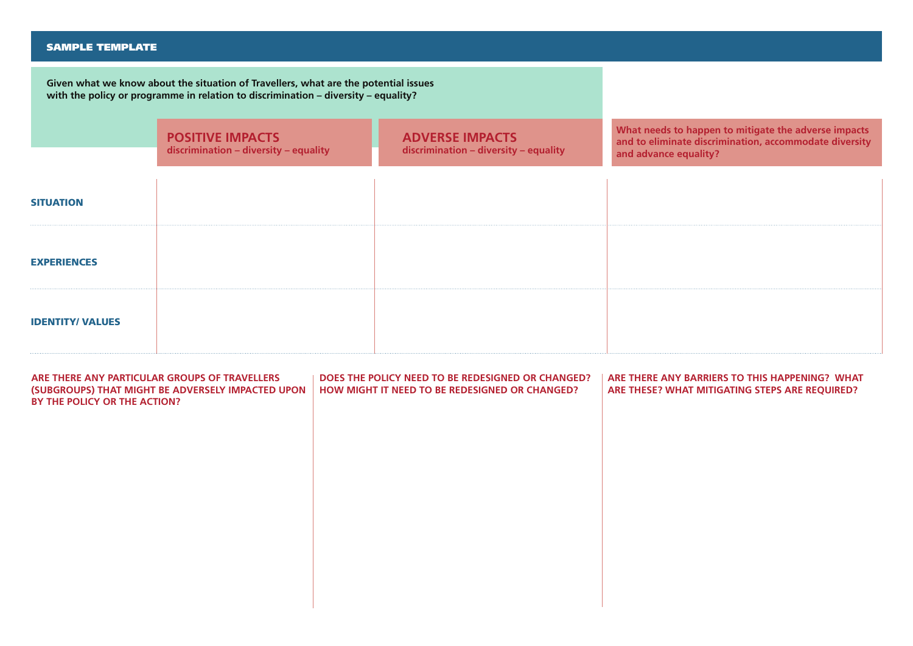## SAMPLE TEMPLATE

**Given what we know about the situation of Travellers, what are the potential issues with the policy or programme in relation to discrimination – diversity – equality?**

| | **POSITIVE IMPACTS** discrimination – diversity – equality | **ADVERSE IMPACTS** discrimination – diversity – equality | **What needs to happen to mitigate the adverse impacts and to eliminate discrimination, accommodate diversity and advance equality?** |
|---|---|---|---|
| **SITUATION** | | | |
| **EXPERIENCES** | | | |
| **IDENTITY/ VALUES** | | | |

**ARE THERE ANY PARTICULAR GROUPS OF TRAVELLERS (SUBGROUPS) THAT MIGHT BE ADVERSELY IMPACTED UPON BY THE POLICY OR THE ACTION?**

**DOES THE POLICY NEED TO BE REDESIGNED OR CHANGED? HOW MIGHT IT NEED TO BE REDESIGNED OR CHANGED?**

**ARE THERE ANY BARRIERS TO THIS HAPPENING? WHAT ARE THESE? WHAT MITIGATING STEPS ARE REQUIRED?**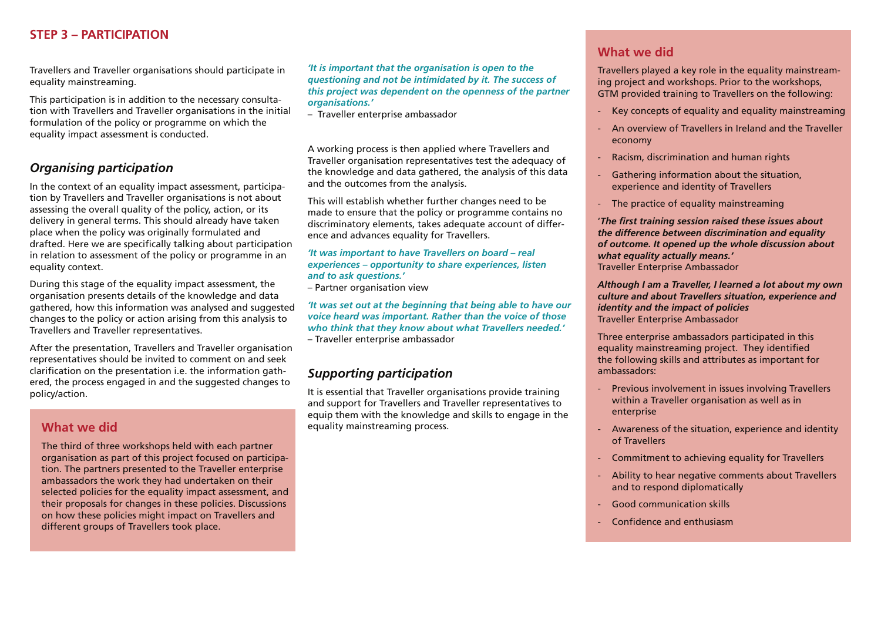## STEP 3 – PARTICIPATION

Travellers and Traveller organisations should participate in equality mainstreaming.

This participation is in addition to the necessary consultation with Travellers and Traveller organisations in the initial formulation of the policy or programme on which the equality impact assessment is conducted.

### *Organising participation*

In the context of an equality impact assessment, participation by Travellers and Traveller organisations is not about assessing the overall quality of the policy, action, or its delivery in general terms. This should already have taken place when the policy was originally formulated and drafted. Here we are specifically talking about participation in relation to assessment of the policy or programme in an equality context.

During this stage of the equality impact assessment, the organisation presents details of the knowledge and data gathered, how this information was analysed and suggested changes to the policy or action arising from this analysis to Travellers and Traveller representatives.

After the presentation, Travellers and Traveller organisation representatives should be invited to comment on and seek clarification on the presentation i.e. the information gathered, the process engaged in and the suggested changes to policy/action.

### What we did

The third of three workshops held with each partner organisation as part of this project focused on participation. The partners presented to the Traveller enterprise ambassadors the work they had undertaken on their selected policies for the equality impact assessment, and their proposals for changes in these policies. Discussions on how these policies might impact on Travellers and different groups of Travellers took place.

***'It is important that the organisation is open to the questioning and not be intimidated by it. The success of this project was dependent on the openness of the partner organisations.'***
– Traveller enterprise ambassador

A working process is then applied where Travellers and Traveller organisation representatives test the adequacy of the knowledge and data gathered, the analysis of this data and the outcomes from the analysis.

This will establish whether further changes need to be made to ensure that the policy or programme contains no discriminatory elements, takes adequate account of difference and advances equality for Travellers.

***'It was important to have Travellers on board – real experiences – opportunity to share experiences, listen and to ask questions.'***
– Partner organisation view

***'It was set out at the beginning that being able to have our voice heard was important. Rather than the voice of those who think that they know about what Travellers needed.'***
– Traveller enterprise ambassador

### *Supporting participation*

It is essential that Traveller organisations provide training and support for Travellers and Traveller representatives to equip them with the knowledge and skills to engage in the equality mainstreaming process.

### What we did

Travellers played a key role in the equality mainstreaming project and workshops. Prior to the workshops, GTM provided training to Travellers on the following:

- Key concepts of equality and equality mainstreaming
- An overview of Travellers in Ireland and the Traveller economy
- Racism, discrimination and human rights
- Gathering information about the situation, experience and identity of Travellers
- The practice of equality mainstreaming

'***The first training session raised these issues about the difference between discrimination and equality of outcome. It opened up the whole discussion about what equality actually means.'***
Traveller Enterprise Ambassador

***Although I am a Traveller, I learned a lot about my own culture and about Travellers situation, experience and identity and the impact of policies***
Traveller Enterprise Ambassador

Three enterprise ambassadors participated in this equality mainstreaming project. They identified the following skills and attributes as important for ambassadors:

- Previous involvement in issues involving Travellers within a Traveller organisation as well as in enterprise
- Awareness of the situation, experience and identity of Travellers
- Commitment to achieving equality for Travellers
- Ability to hear negative comments about Travellers and to respond diplomatically
- Good communication skills
- Confidence and enthusiasm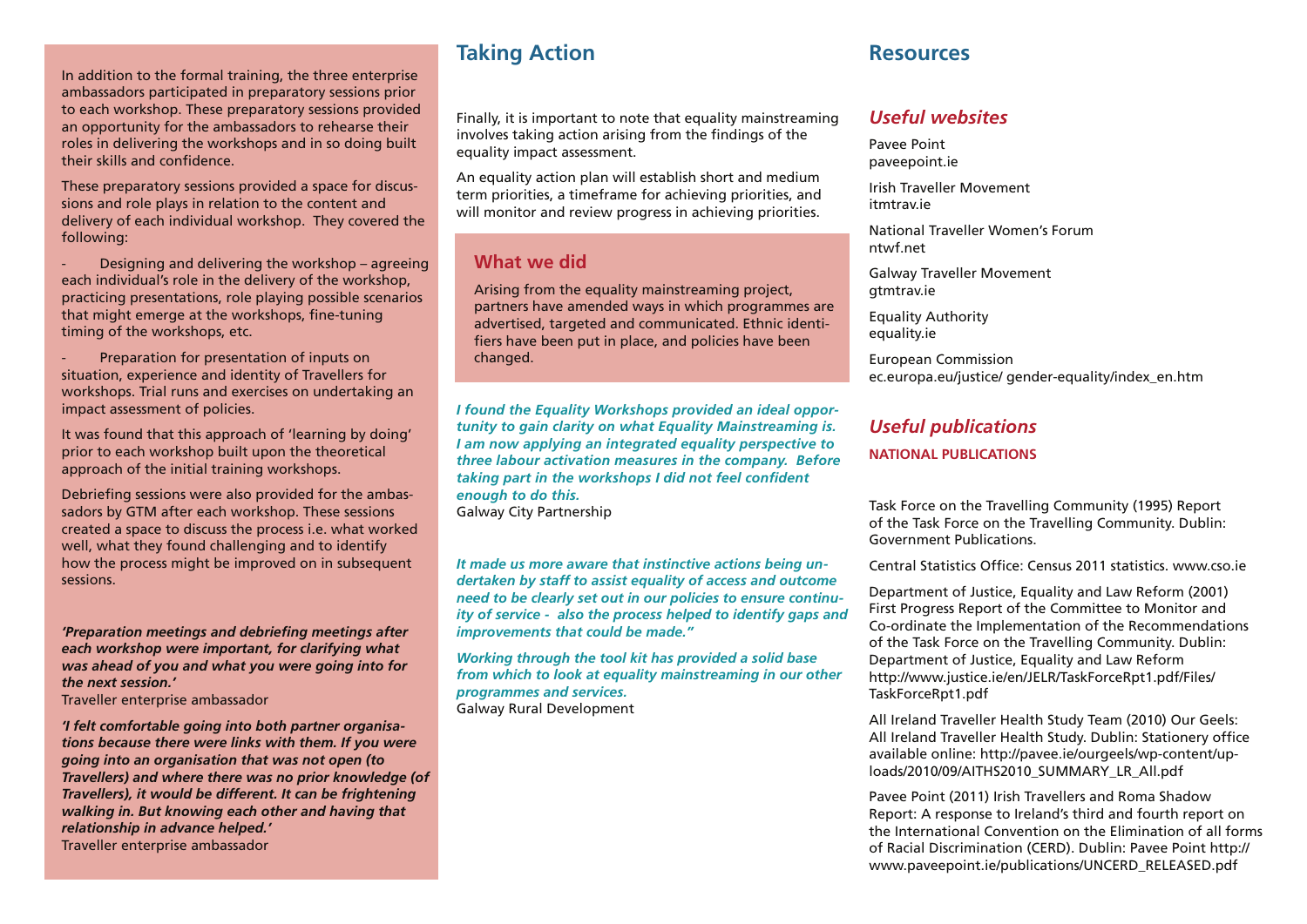In addition to the formal training, the three enterprise ambassadors participated in preparatory sessions prior to each workshop. These preparatory sessions provided an opportunity for the ambassadors to rehearse their roles in delivering the workshops and in so doing built their skills and confidence.

These preparatory sessions provided a space for discussions and role plays in relation to the content and delivery of each individual workshop. They covered the following:

- Designing and delivering the workshop – agreeing each individual's role in the delivery of the workshop, practicing presentations, role playing possible scenarios that might emerge at the workshops, fine-tuning timing of the workshops, etc.
- Preparation for presentation of inputs on situation, experience and identity of Travellers for workshops. Trial runs and exercises on undertaking an impact assessment of policies.

It was found that this approach of 'learning by doing' prior to each workshop built upon the theoretical approach of the initial training workshops.

Debriefing sessions were also provided for the ambassadors by GTM after each workshop. These sessions created a space to discuss the process i.e. what worked well, what they found challenging and to identify how the process might be improved on in subsequent sessions.

***'Preparation meetings and debriefing meetings after each workshop were important, for clarifying what was ahead of you and what you were going into for the next session.'***
Traveller enterprise ambassador

***'I felt comfortable going into both partner organisations because there were links with them. If you were going into an organisation that was not open (to Travellers) and where there was no prior knowledge (of Travellers), it would be different. It can be frightening walking in. But knowing each other and having that relationship in advance helped.'***
Traveller enterprise ambassador

## Taking Action

Finally, it is important to note that equality mainstreaming involves taking action arising from the findings of the equality impact assessment.

An equality action plan will establish short and medium term priorities, a timeframe for achieving priorities, and will monitor and review progress in achieving priorities.

### What we did

Arising from the equality mainstreaming project, partners have amended ways in which programmes are advertised, targeted and communicated. Ethnic identifiers have been put in place, and policies have been changed.

***I found the Equality Workshops provided an ideal opportunity to gain clarity on what Equality Mainstreaming is. I am now applying an integrated equality perspective to three labour activation measures in the company. Before taking part in the workshops I did not feel confident enough to do this.***
Galway City Partnership

***It made us more aware that instinctive actions being undertaken by staff to assist equality of access and outcome need to be clearly set out in our policies to ensure continuity of service - also the process helped to identify gaps and improvements that could be made."***

***Working through the tool kit has provided a solid base from which to look at equality mainstreaming in our other programmes and services.***
Galway Rural Development

## Resources

### *Useful websites*

Pavee Point
paveepoint.ie

Irish Traveller Movement
itmtrav.ie

National Traveller Women's Forum
ntwf.net

Galway Traveller Movement
gtmtrav.ie

Equality Authority
equality.ie

European Commission
ec.europa.eu/justice/ gender-equality/index_en.htm

### *Useful publications*

**NATIONAL PUBLICATIONS**

Task Force on the Travelling Community (1995) Report of the Task Force on the Travelling Community. Dublin: Government Publications.

Central Statistics Office: Census 2011 statistics. www.cso.ie

Department of Justice, Equality and Law Reform (2001) First Progress Report of the Committee to Monitor and Co-ordinate the Implementation of the Recommendations of the Task Force on the Travelling Community. Dublin: Department of Justice, Equality and Law Reform http://www.justice.ie/en/JELR/TaskForceRpt1.pdf/Files/TaskForceRpt1.pdf

All Ireland Traveller Health Study Team (2010) Our Geels: All Ireland Traveller Health Study. Dublin: Stationery office available online: http://pavee.ie/ourgeels/wp-content/uploads/2010/09/AITHS2010_SUMMARY_LR_All.pdf

Pavee Point (2011) Irish Travellers and Roma Shadow Report: A response to Ireland's third and fourth report on the International Convention on the Elimination of all forms of Racial Discrimination (CERD). Dublin: Pavee Point http://www.paveepoint.ie/publications/UNCERD_RELEASED.pdf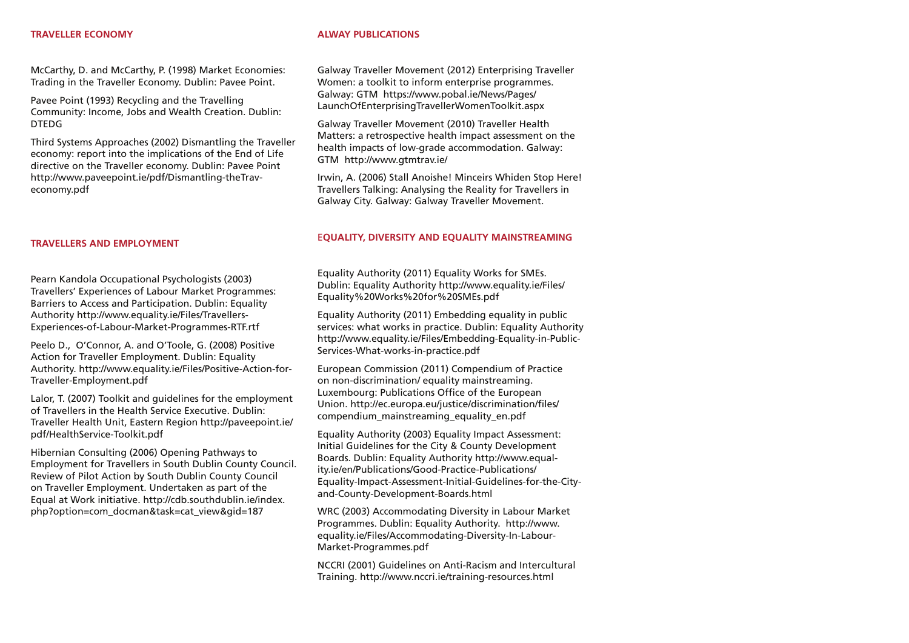## TRAVELLER ECONOMY

McCarthy, D. and McCarthy, P. (1998) Market Economies: Trading in the Traveller Economy. Dublin: Pavee Point.

Pavee Point (1993) Recycling and the Travelling Community: Income, Jobs and Wealth Creation. Dublin: DTEDG

Third Systems Approaches (2002) Dismantling the Traveller economy: report into the implications of the End of Life directive on the Traveller economy. Dublin: Pavee Point http://www.paveepoint.ie/pdf/Dismantling-theTrav-economy.pdf

## TRAVELLERS AND EMPLOYMENT

Pearn Kandola Occupational Psychologists (2003) Travellers' Experiences of Labour Market Programmes: Barriers to Access and Participation. Dublin: Equality Authority http://www.equality.ie/Files/Travellers-Experiences-of-Labour-Market-Programmes-RTF.rtf

Peelo D., O'Connor, A. and O'Toole, G. (2008) Positive Action for Traveller Employment. Dublin: Equality Authority. http://www.equality.ie/Files/Positive-Action-for-Traveller-Employment.pdf

Lalor, T. (2007) Toolkit and guidelines for the employment of Travellers in the Health Service Executive. Dublin: Traveller Health Unit, Eastern Region http://paveepoint.ie/pdf/HealthService-Toolkit.pdf

Hibernian Consulting (2006) Opening Pathways to Employment for Travellers in South Dublin County Council. Review of Pilot Action by South Dublin County Council on Traveller Employment. Undertaken as part of the Equal at Work initiative. http://cdb.southdublin.ie/index.php?option=com_docman&task=cat_view&gid=187

## ALWAY PUBLICATIONS

Galway Traveller Movement (2012) Enterprising Traveller Women: a toolkit to inform enterprise programmes. Galway: GTM https://www.pobal.ie/News/Pages/LaunchOfEnterprisingTravellerWomenToolkit.aspx

Galway Traveller Movement (2010) Traveller Health Matters: a retrospective health impact assessment on the health impacts of low-grade accommodation. Galway: GTM http://www.gtmtrav.ie/

Irwin, A. (2006) Stall Anoishe! Minceirs Whiden Stop Here! Travellers Talking: Analysing the Reality for Travellers in Galway City. Galway: Galway Traveller Movement.

## EQUALITY, DIVERSITY AND EQUALITY MAINSTREAMING

Equality Authority (2011) Equality Works for SMEs. Dublin: Equality Authority http://www.equality.ie/Files/Equality%20Works%20for%20SMEs.pdf

Equality Authority (2011) Embedding equality in public services: what works in practice. Dublin: Equality Authority http://www.equality.ie/Files/Embedding-Equality-in-Public-Services-What-works-in-practice.pdf

European Commission (2011) Compendium of Practice on non-discrimination/ equality mainstreaming. Luxembourg: Publications Office of the European Union. http://ec.europa.eu/justice/discrimination/files/compendium_mainstreaming_equality_en.pdf

Equality Authority (2003) Equality Impact Assessment: Initial Guidelines for the City & County Development Boards. Dublin: Equality Authority http://www.equality.ie/en/Publications/Good-Practice-Publications/Equality-Impact-Assessment-Initial-Guidelines-for-the-City-and-County-Development-Boards.html

WRC (2003) Accommodating Diversity in Labour Market Programmes. Dublin: Equality Authority. http://www.equality.ie/Files/Accommodating-Diversity-In-Labour-Market-Programmes.pdf

NCCRI (2001) Guidelines on Anti-Racism and Intercultural Training. http://www.nccri.ie/training-resources.html